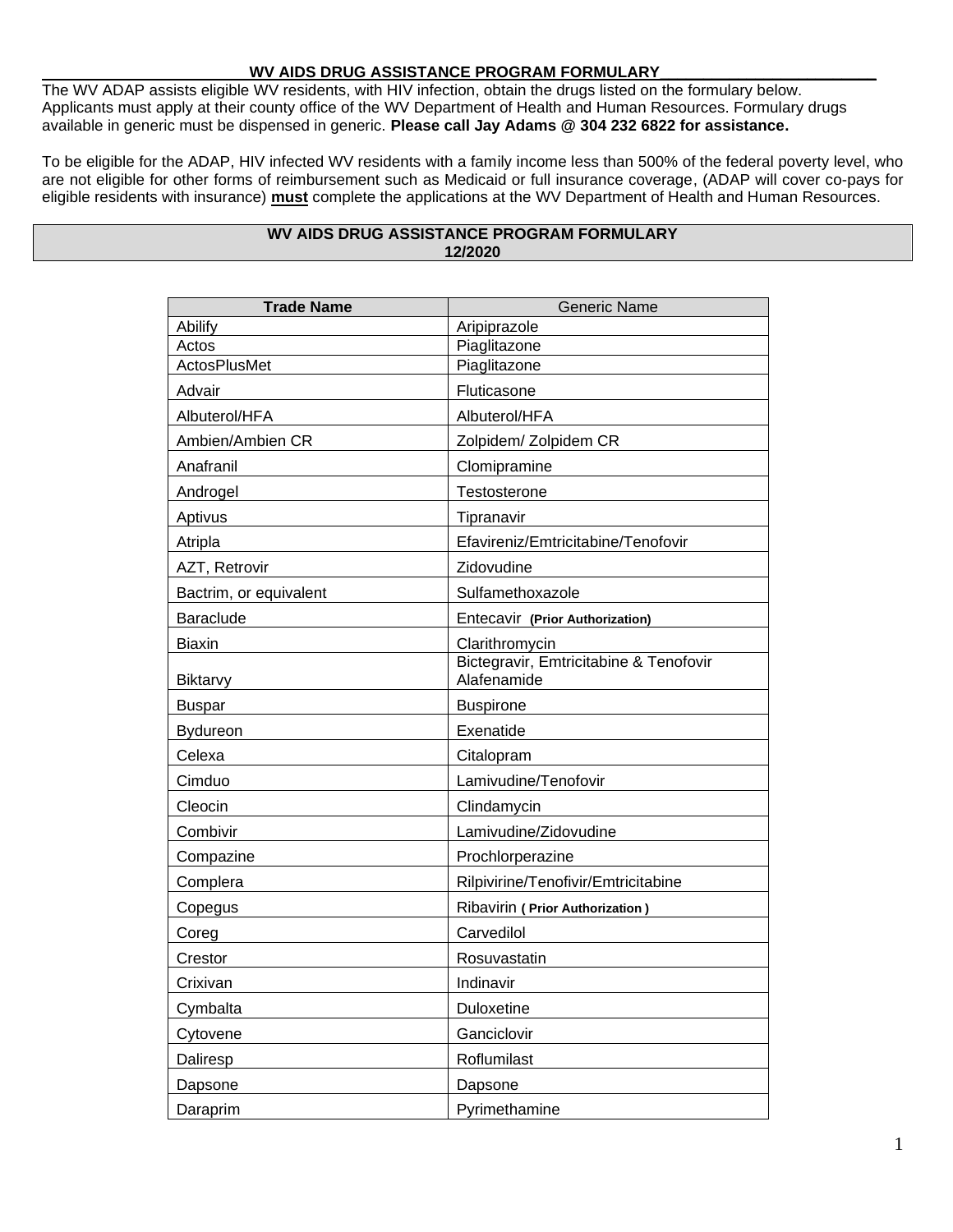## WV AIDS DRUG ASSISTANCE PROGRAM FORMULARY

The WV ADAP assists eligible WV residents, with HIV infection, obtain the drugs listed on the formulary below. Applicants must apply at their county office of the WV Department of Health and Human Resources. Formulary drugs available in generic must be dispensed in generic. **Please call Jay Adams @ 304 232 6822 for assistance.**

To be eligible for the ADAP, HIV infected WV residents with a family income less than 500% of the federal poverty level, who are not eligible for other forms of reimbursement such as Medicaid or full insurance coverage, (ADAP will cover co-pays for eligible residents with insurance) **must** complete the applications at the WV Department of Health and Human Resources.

### WV AIDS DRUG ASSISTANCE PROGRAM FORMULARY 12/2020

| **Trade Name** | Generic Name |
|---|---|
| Abilify | Aripiprazole |
| Actos | Piaglitazone |
| ActosPlusMet | Piaglitazone |
| Advair | Fluticasone |
| Albuterol/HFA | Albuterol/HFA |
| Ambien/Ambien CR | Zolpidem/ Zolpidem CR |
| Anafranil | Clomipramine |
| Androgel | Testosterone |
| Aptivus | Tipranavir |
| Atripla | Efavireniz/Emtricitabine/Tenofovir |
| AZT, Retrovir | Zidovudine |
| Bactrim, or equivalent | Sulfamethoxazole |
| Baraclude | Entecavir **(Prior Authorization)** |
| Biaxin | Clarithromycin |
| Biktarvy | Bictegravir, Emtricitabine & Tenofovir Alafenamide |
| Buspar | Buspirone |
| Bydureon | Exenatide |
| Celexa | Citalopram |
| Cimduo | Lamivudine/Tenofovir |
| Cleocin | Clindamycin |
| Combivir | Lamivudine/Zidovudine |
| Compazine | Prochlorperazine |
| Complera | Rilpivirine/Tenofivir/Emtricitabine |
| Copegus | Ribavirin **( Prior Authorization )** |
| Coreg | Carvedilol |
| Crestor | Rosuvastatin |
| Crixivan | Indinavir |
| Cymbalta | Duloxetine |
| Cytovene | Ganciclovir |
| Daliresp | Roflumilast |
| Dapsone | Dapsone |
| Daraprim | Pyrimethamine |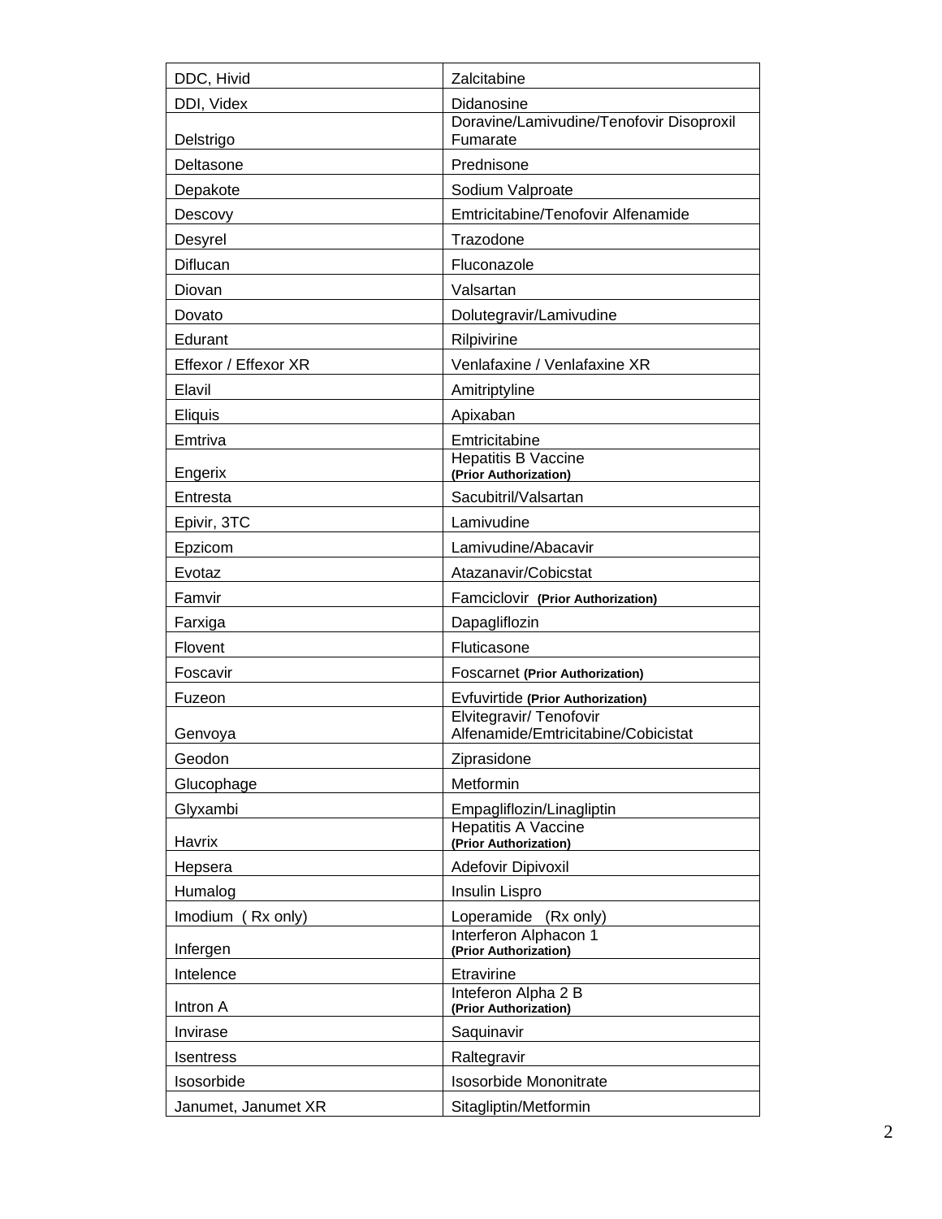| DDC, Hivid | Zalcitabine |
|---|---|
| DDI, Videx | Didanosine |
| Delstrigo | Doravine/Lamivudine/Tenofovir Disoproxil Fumarate |
| Deltasone | Prednisone |
| Depakote | Sodium Valproate |
| Descovy | Emtricitabine/Tenofovir Alfenamide |
| Desyrel | Trazodone |
| Diflucan | Fluconazole |
| Diovan | Valsartan |
| Dovato | Dolutegravir/Lamivudine |
| Edurant | Rilpivirine |
| Effexor / Effexor XR | Venlafaxine / Venlafaxine XR |
| Elavil | Amitriptyline |
| Eliquis | Apixaban |
| Emtriva | Emtricitabine |
| Engerix | Hepatitis B Vaccine **(Prior Authorization)** |
| Entresta | Sacubitril/Valsartan |
| Epivir, 3TC | Lamivudine |
| Epzicom | Lamivudine/Abacavir |
| Evotaz | Atazanavir/Cobicstat |
| Famvir | Famciclovir **(Prior Authorization)** |
| Farxiga | Dapagliflozin |
| Flovent | Fluticasone |
| Foscavir | Foscarnet **(Prior Authorization)** |
| Fuzeon | Evfuvirtide **(Prior Authorization)** |
| Genvoya | Elvitegravir/ Tenofovir Alfenamide/Emtricitabine/Cobicistat |
| Geodon | Ziprasidone |
| Glucophage | Metformin |
| Glyxambi | Empagliflozin/Linagliptin |
| Havrix | Hepatitis A Vaccine **(Prior Authorization)** |
| Hepsera | Adefovir Dipivoxil |
| Humalog | Insulin Lispro |
| Imodium ( Rx only) | Loperamide (Rx only) |
| Infergen | Interferon Alphacon 1 **(Prior Authorization)** |
| Intelence | Etravirine |
| Intron A | Inteferon Alpha 2 B **(Prior Authorization)** |
| Invirase | Saquinavir |
| Isentress | Raltegravir |
| Isosorbide | Isosorbide Mononitrate |
| Janumet, Janumet XR | Sitagliptin/Metformin |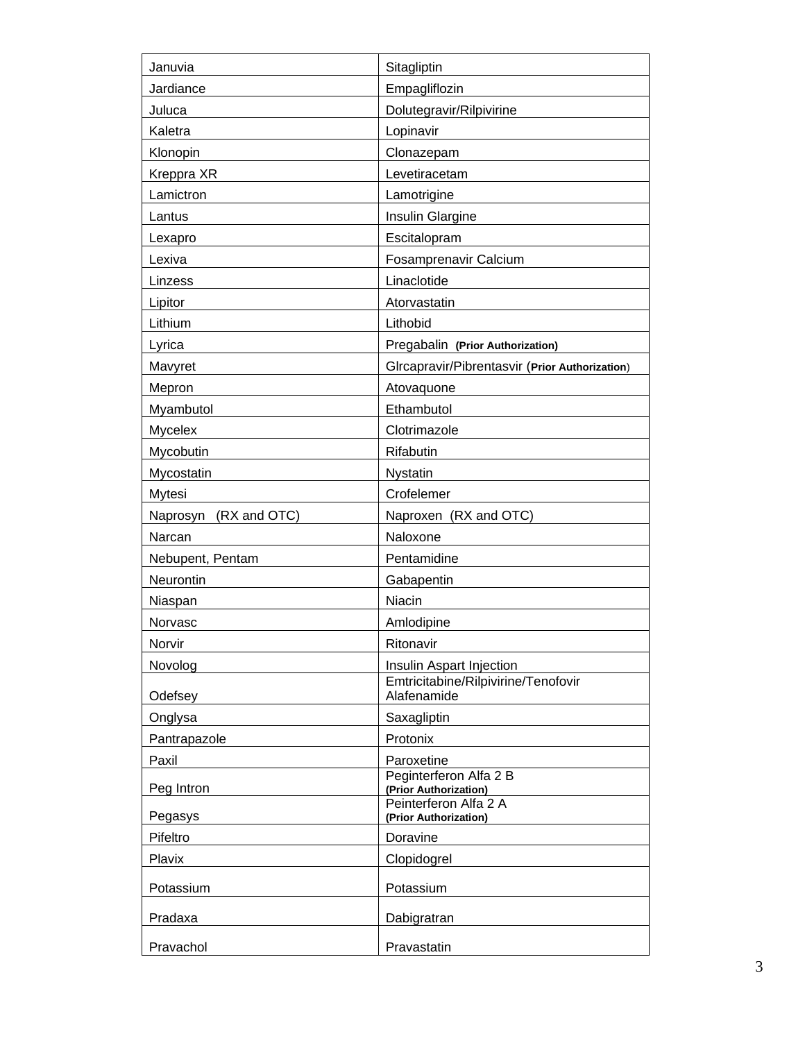| Januvia | Sitagliptin |
|---|---|
| Jardiance | Empagliflozin |
| Juluca | Dolutegravir/Rilpivirine |
| Kaletra | Lopinavir |
| Klonopin | Clonazepam |
| Kreppra XR | Levetiracetam |
| Lamictron | Lamotrigine |
| Lantus | Insulin Glargine |
| Lexapro | Escitalopram |
| Lexiva | Fosamprenavir Calcium |
| Linzess | Linaclotide |
| Lipitor | Atorvastatin |
| Lithium | Lithobid |
| Lyrica | Pregabalin **(Prior Authorization)** |
| Mavyret | Glrcapravir/Pibrentasvir (**Prior Authorization**) |
| Mepron | Atovaquone |
| Myambutol | Ethambutol |
| Mycelex | Clotrimazole |
| Mycobutin | Rifabutin |
| Mycostatin | Nystatin |
| Mytesi | Crofelemer |
| Naprosyn (RX and OTC) | Naproxen (RX and OTC) |
| Narcan | Naloxone |
| Nebupent, Pentam | Pentamidine |
| Neurontin | Gabapentin |
| Niaspan | Niacin |
| Norvasc | Amlodipine |
| Norvir | Ritonavir |
| Novolog | Insulin Aspart Injection |
| Odefsey | Emtricitabine/Rilpivirine/Tenofovir Alafenamide |
| Onglysa | Saxagliptin |
| Pantrapazole | Protonix |
| Paxil | Paroxetine |
| Peg Intron | Peginterferon Alfa 2 B **(Prior Authorization)** |
| Pegasys | Peinterferon Alfa 2 A **(Prior Authorization)** |
| Pifeltro | Doravine |
| Plavix | Clopidogrel |
| Potassium | Potassium |
| Pradaxa | Dabigratran |
| Pravachol | Pravastatin |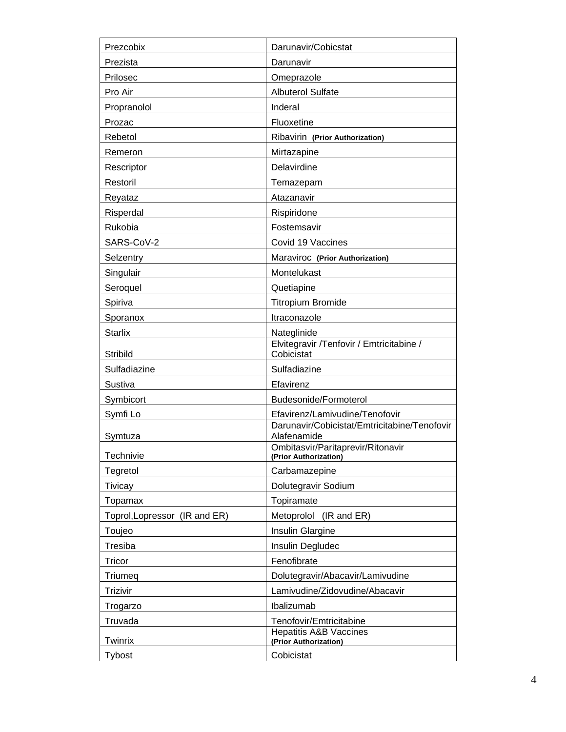| Prezcobix | Darunavir/Cobicstat |
|---|---|
| Prezista | Darunavir |
| Prilosec | Omeprazole |
| Pro Air | Albuterol Sulfate |
| Propranolol | Inderal |
| Prozac | Fluoxetine |
| Rebetol | Ribavirin **(Prior Authorization)** |
| Remeron | Mirtazapine |
| Rescriptor | Delavirdine |
| Restoril | Temazepam |
| Reyataz | Atazanavir |
| Risperdal | Rispiridone |
| Rukobia | Fostemsavir |
| SARS-CoV-2 | Covid 19 Vaccines |
| Selzentry | Maraviroc **(Prior Authorization)** |
| Singulair | Montelukast |
| Seroquel | Quetiapine |
| Spiriva | Titropium Bromide |
| Sporanox | Itraconazole |
| Starlix | Nateglinide |
| Stribild | Elvitegravir /Tenfovir / Emtricitabine / Cobicistat |
| Sulfadiazine | Sulfadiazine |
| Sustiva | Efavirenz |
| Symbicort | Budesonide/Formoterol |
| Symfi Lo | Efavirenz/Lamivudine/Tenofovir |
| Symtuza | Darunavir/Cobicistat/Emtricitabine/Tenofovir Alafenamide |
| Technivie | Ombitasvir/Paritaprevir/Ritonavir **(Prior Authorization)** |
| Tegretol | Carbamazepine |
| Tivicay | Dolutegravir Sodium |
| Topamax | Topiramate |
| Toprol,Lopressor (IR and ER) | Metoprolol (IR and ER) |
| Toujeo | Insulin Glargine |
| Tresiba | Insulin Degludec |
| Tricor | Fenofibrate |
| Triumeq | Dolutegravir/Abacavir/Lamivudine |
| Trizivir | Lamivudine/Zidovudine/Abacavir |
| Trogarzo | Ibalizumab |
| Truvada | Tenofovir/Emtricitabine |
| Twinrix | Hepatitis A&B Vaccines **(Prior Authorization)** |
| Tybost | Cobicistat |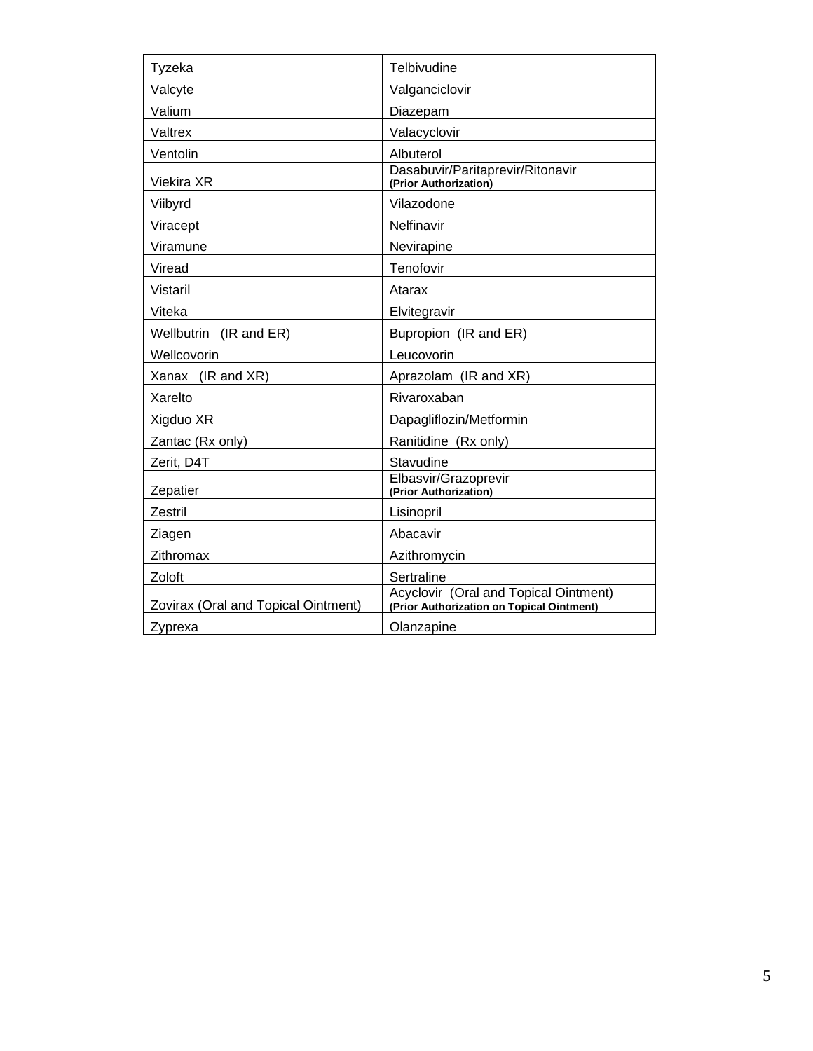| | |
|---|---|
| Tyzeka | Telbivudine |
| Valcyte | Valganciclovir |
| Valium | Diazepam |
| Valtrex | Valacyclovir |
| Ventolin | Albuterol |
| Viekira XR | Dasabuvir/Paritaprevir/Ritonavir **(Prior Authorization)** |
| Viibyrd | Vilazodone |
| Viracept | Nelfinavir |
| Viramune | Nevirapine |
| Viread | Tenofovir |
| Vistaril | Atarax |
| Viteka | Elvitegravir |
| Wellbutrin (IR and ER) | Bupropion (IR and ER) |
| Wellcovorin | Leucovorin |
| Xanax (IR and XR) | Aprazolam (IR and XR) |
| Xarelto | Rivaroxaban |
| Xigduo XR | Dapagliflozin/Metformin |
| Zantac (Rx only) | Ranitidine (Rx only) |
| Zerit, D4T | Stavudine |
| Zepatier | Elbasvir/Grazoprevir **(Prior Authorization)** |
| Zestril | Lisinopril |
| Ziagen | Abacavir |
| Zithromax | Azithromycin |
| Zoloft | Sertraline |
| Zovirax (Oral and Topical Ointment) | Acyclovir (Oral and Topical Ointment) **(Prior Authorization on Topical Ointment)** |
| Zyprexa | Olanzapine |